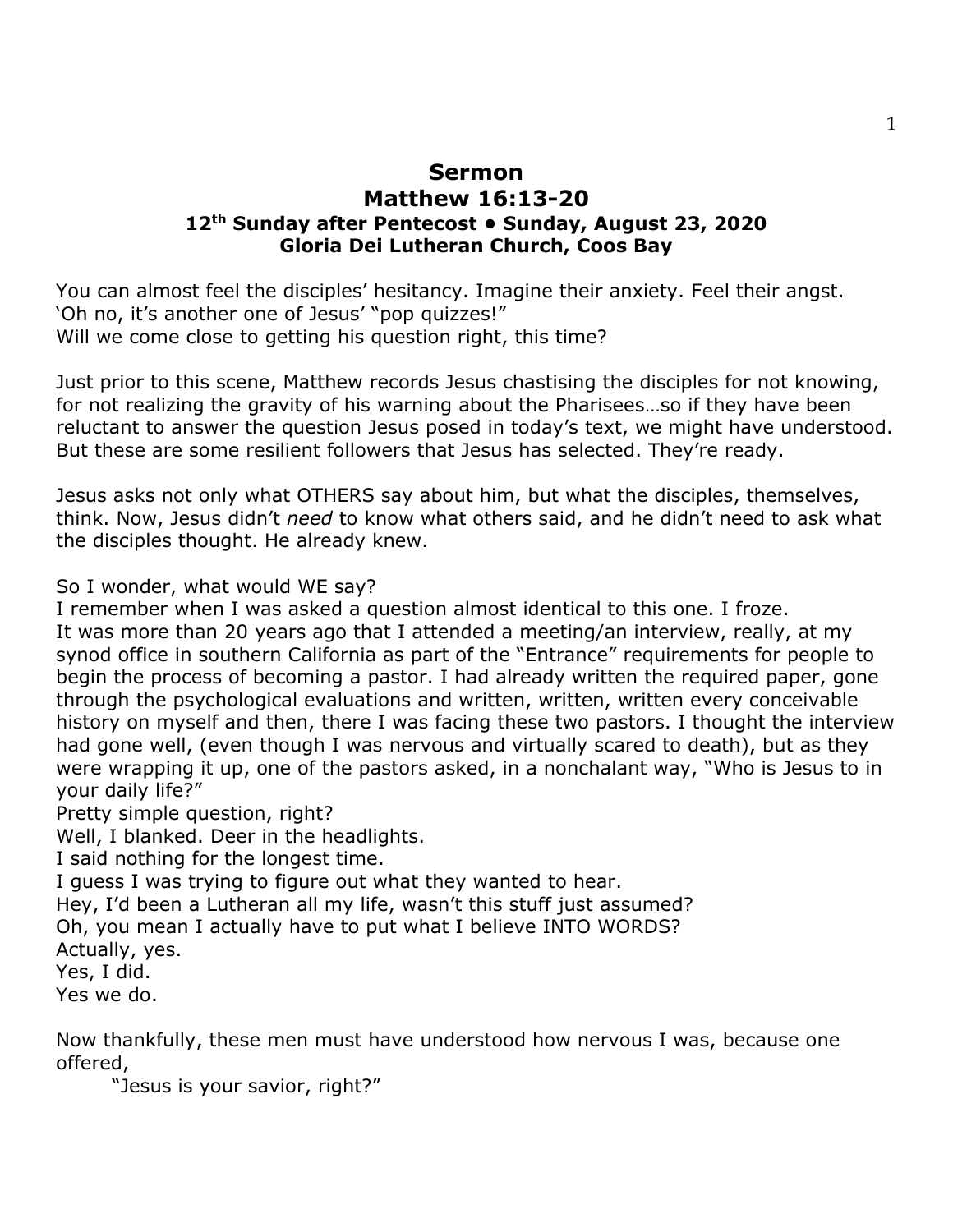# Sermon

# Matthew 16:13-20

### 12th Sunday after Pentecost • Sunday, August 23, 2020

### Gloria Dei Lutheran Church, Coos Bay

You can almost feel the disciples' hesitancy. Imagine their anxiety. Feel their angst.
'Oh no, it's another one of Jesus' "pop quizzes!"
Will we come close to getting his question right, this time?

Just prior to this scene, Matthew records Jesus chastising the disciples for not knowing, for not realizing the gravity of his warning about the Pharisees…so if they have been reluctant to answer the question Jesus posed in today's text, we might have understood. But these are some resilient followers that Jesus has selected. They're ready.

Jesus asks not only what OTHERS say about him, but what the disciples, themselves, think. Now, Jesus didn't *need* to know what others said, and he didn't need to ask what the disciples thought. He already knew.

So I wonder, what would WE say?
I remember when I was asked a question almost identical to this one. I froze.
It was more than 20 years ago that I attended a meeting/an interview, really, at my synod office in southern California as part of the "Entrance" requirements for people to begin the process of becoming a pastor. I had already written the required paper, gone through the psychological evaluations and written, written, written every conceivable history on myself and then, there I was facing these two pastors. I thought the interview had gone well, (even though I was nervous and virtually scared to death), but as they were wrapping it up, one of the pastors asked, in a nonchalant way, "Who is Jesus to in your daily life?"
Pretty simple question, right?
Well, I blanked. Deer in the headlights.
I said nothing for the longest time.
I guess I was trying to figure out what they wanted to hear.
Hey, I'd been a Lutheran all my life, wasn't this stuff just assumed?
Oh, you mean I actually have to put what I believe INTO WORDS?
Actually, yes.
Yes, I did.
Yes we do.

Now thankfully, these men must have understood how nervous I was, because one offered,

"Jesus is your savior, right?"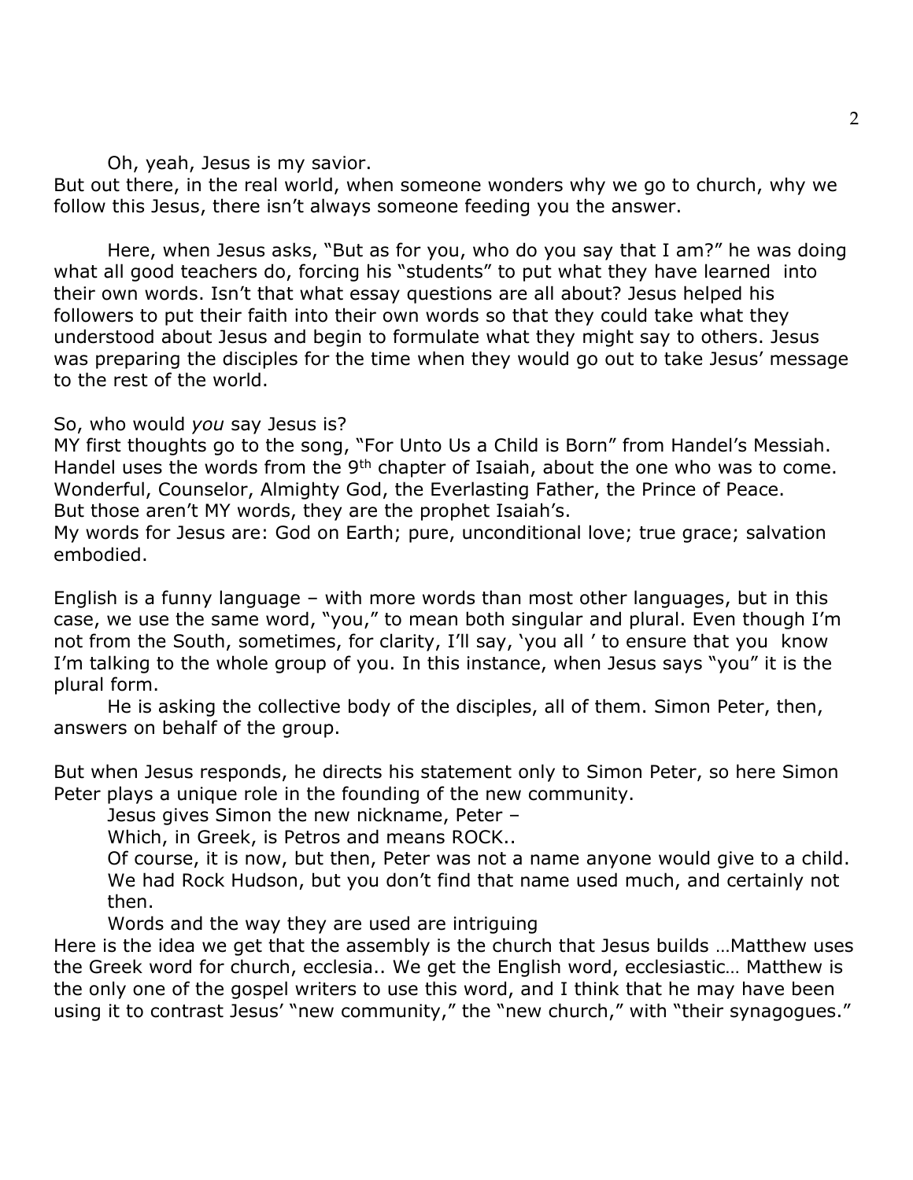Oh, yeah, Jesus is my savior.

But out there, in the real world, when someone wonders why we go to church, why we follow this Jesus, there isn't always someone feeding you the answer.

Here, when Jesus asks, "But as for you, who do you say that I am?" he was doing what all good teachers do, forcing his "students" to put what they have learned into their own words. Isn't that what essay questions are all about? Jesus helped his followers to put their faith into their own words so that they could take what they understood about Jesus and begin to formulate what they might say to others. Jesus was preparing the disciples for the time when they would go out to take Jesus' message to the rest of the world.

So, who would *you* say Jesus is?

MY first thoughts go to the song, "For Unto Us a Child is Born" from Handel's Messiah. Handel uses the words from the 9th chapter of Isaiah, about the one who was to come. Wonderful, Counselor, Almighty God, the Everlasting Father, the Prince of Peace.

But those aren't MY words, they are the prophet Isaiah's.

My words for Jesus are: God on Earth; pure, unconditional love; true grace; salvation embodied.

English is a funny language – with more words than most other languages, but in this case, we use the same word, "you," to mean both singular and plural. Even though I'm not from the South, sometimes, for clarity, I'll say, 'you all ' to ensure that you know I'm talking to the whole group of you. In this instance, when Jesus says "you" it is the plural form.

He is asking the collective body of the disciples, all of them. Simon Peter, then, answers on behalf of the group.

But when Jesus responds, he directs his statement only to Simon Peter, so here Simon Peter plays a unique role in the founding of the new community.

Jesus gives Simon the new nickname, Peter –

Which, in Greek, is Petros and means ROCK..

Of course, it is now, but then, Peter was not a name anyone would give to a child. We had Rock Hudson, but you don't find that name used much, and certainly not then.

Words and the way they are used are intriguing

Here is the idea we get that the assembly is the church that Jesus builds …Matthew uses the Greek word for church, ecclesia.. We get the English word, ecclesiastic… Matthew is the only one of the gospel writers to use this word, and I think that he may have been using it to contrast Jesus' "new community," the "new church," with "their synagogues."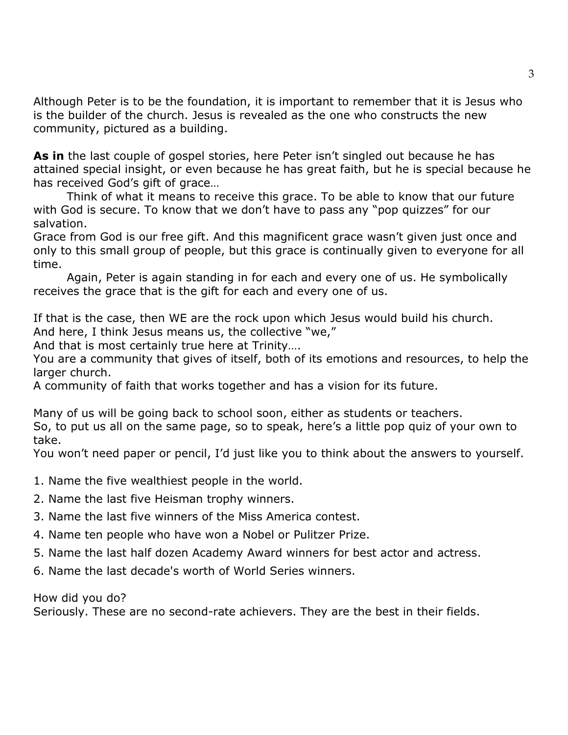Although Peter is to be the foundation, it is important to remember that it is Jesus who is the builder of the church. Jesus is revealed as the one who constructs the new community, pictured as a building.

**As in** the last couple of gospel stories, here Peter isn't singled out because he has attained special insight, or even because he has great faith, but he is special because he has received God's gift of grace…

Think of what it means to receive this grace. To be able to know that our future with God is secure. To know that we don't have to pass any "pop quizzes" for our salvation.

Grace from God is our free gift. And this magnificent grace wasn't given just once and only to this small group of people, but this grace is continually given to everyone for all time.

Again, Peter is again standing in for each and every one of us. He symbolically receives the grace that is the gift for each and every one of us.

If that is the case, then WE are the rock upon which Jesus would build his church.
And here, I think Jesus means us, the collective "we,"
And that is most certainly true here at Trinity….
You are a community that gives of itself, both of its emotions and resources, to help the larger church.
A community of faith that works together and has a vision for its future.

Many of us will be going back to school soon, either as students or teachers.
So, to put us all on the same page, so to speak, here's a little pop quiz of your own to take.
You won't need paper or pencil, I'd just like you to think about the answers to yourself.

1. Name the five wealthiest people in the world.
2. Name the last five Heisman trophy winners.
3. Name the last five winners of the Miss America contest.
4. Name ten people who have won a Nobel or Pulitzer Prize.
5. Name the last half dozen Academy Award winners for best actor and actress.
6. Name the last decade's worth of World Series winners.

How did you do?
Seriously. These are no second-rate achievers. They are the best in their fields.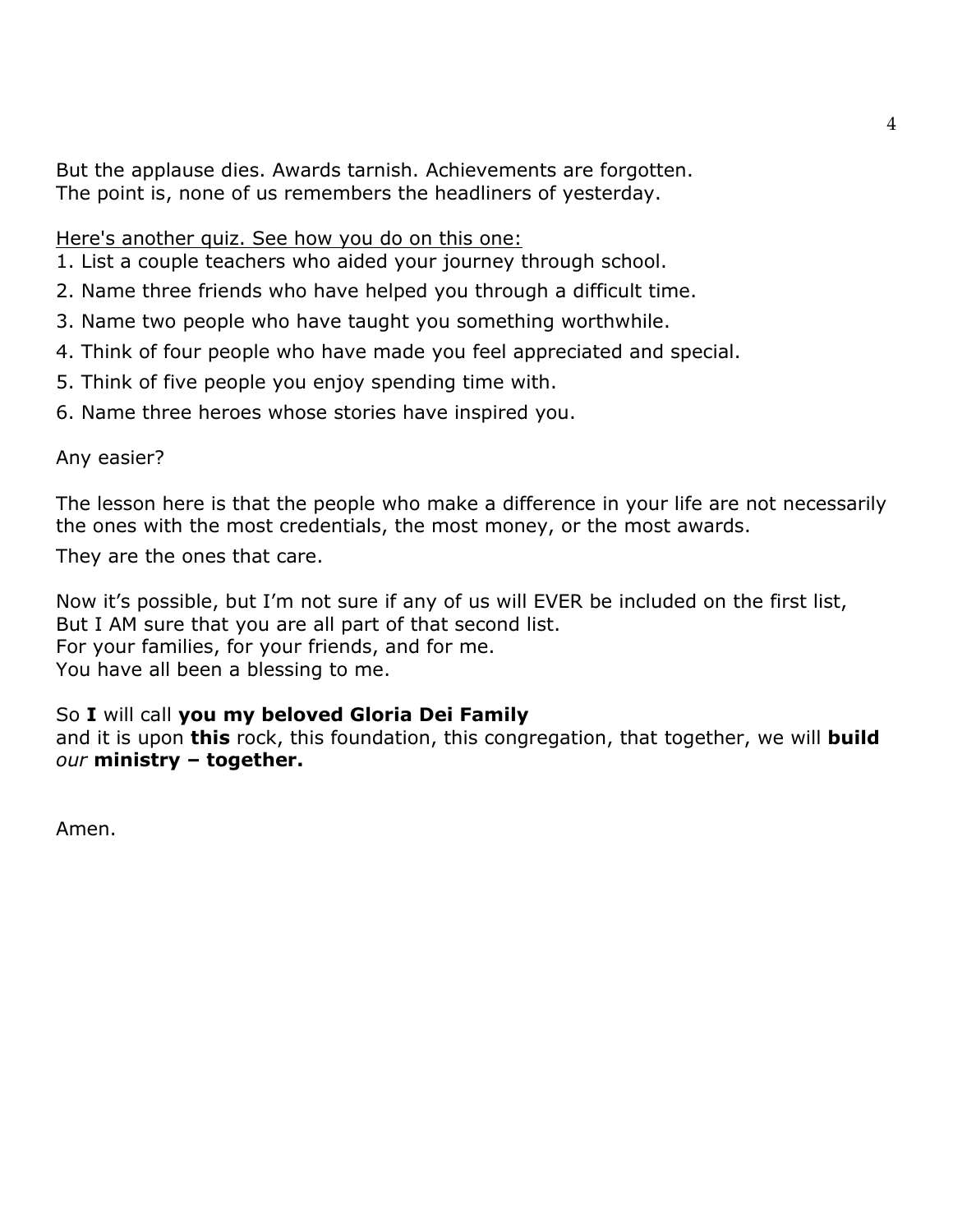But the applause dies. Awards tarnish. Achievements are forgotten.
The point is, none of us remembers the headliners of yesterday.

<u>Here's another quiz. See how you do on this one:</u>

1. List a couple teachers who aided your journey through school.
2. Name three friends who have helped you through a difficult time.
3. Name two people who have taught you something worthwhile.
4. Think of four people who have made you feel appreciated and special.
5. Think of five people you enjoy spending time with.
6. Name three heroes whose stories have inspired you.

Any easier?

The lesson here is that the people who make a difference in your life are not necessarily the ones with the most credentials, the most money, or the most awards.

They are the ones that care.

Now it's possible, but I'm not sure if any of us will EVER be included on the first list,
But I AM sure that you are all part of that second list.
For your families, for your friends, and for me.
You have all been a blessing to me.

So **I** will call **you my beloved Gloria Dei Family**
and it is upon **this** rock, this foundation, this congregation, that together, we will **build** *our* **ministry – together.**

Amen.